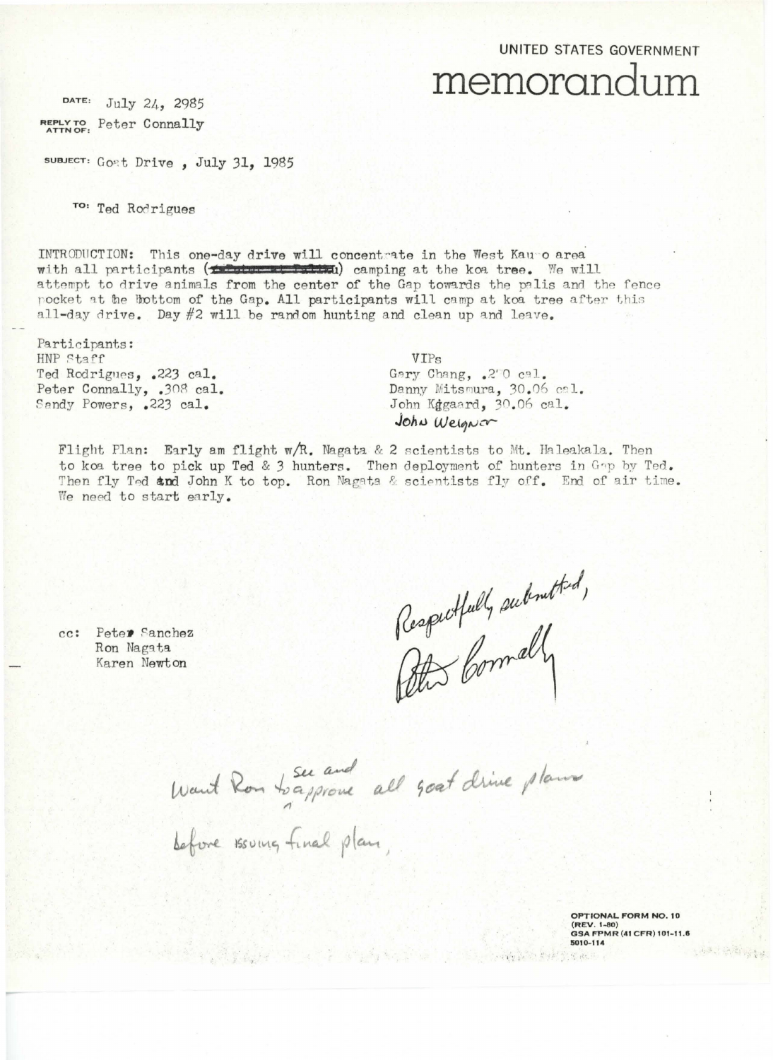UNITED STATES GOVERNMENT

# memorandum

DATE: July 24, 2985

REPLY TO ATTN OF: Peter Connally

SUBJECT: Goat Drive , July 31, 1985

TO: Ted Rodrigues

INTRODUCTION: This one-day drive will concentrate in the West Kau o area with all participants (~~[struck out]~~) camping at the koa tree. We will attempt to drive animals from the center of the Gap towards the palis and the fence pocket at the bottom of the Gap. All participants will camp at koa tree after this all-day drive. Day #2 will be random hunting and clean up and leave.

Participants:

| | |
|---|---|
| HNP Staff | VIPs |
| Ted Rodrigues, .223 cal. | Gary Chang, .2'0 cal. |
| Peter Connally, .308 cal. | Danny Mitsmura, 30.06 cal. |
| Sandy Powers, .223 cal. | John Kagaard, 30.06 cal. |
| | John Weigner |

Flight Plan: Early am flight w/R. Nagata & 2 scientists to Mt. Haleakala. Then to koa tree to pick up Ted & 3 hunters. Then deployment of hunters in Gap by Ted. Then fly Ted and John K to top. Ron Nagata & scientists fly off. End of air time. We need to start early.

cc: Peter Sanchez
Ron Nagata
Karen Newton

Respectfully submitted,
Peter Connally

Want Ron to see and approve all goat drive plans before issuing final plan,

OPTIONAL FORM NO. 10
(REV. 1-80)
GSA FPMR (41 CFR) 101-11.6
5010-114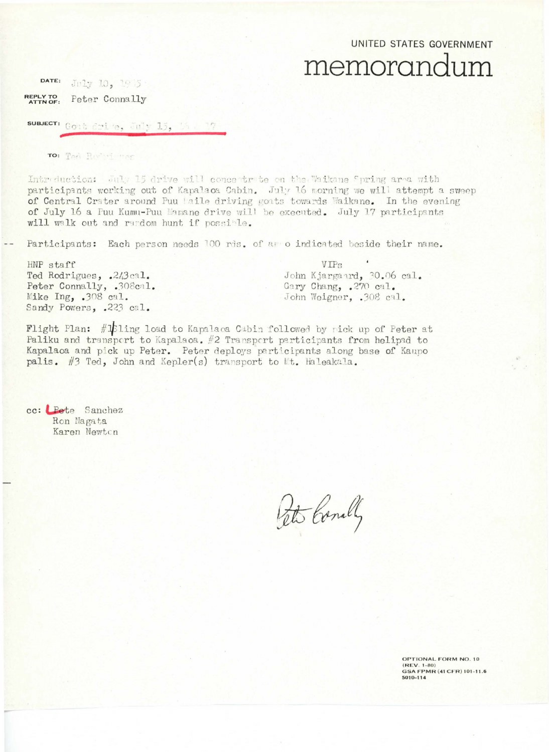UNITED STATES GOVERNMENT

# memorandum

**DATE:** July 10, 19?5

**REPLY TO ATTN OF:** Peter Connally

**SUBJECT:** Goat drive, July 15, 16 - 17

**TO:** Ted Rodrigues

Introduction: July 15 drive will concentrate on the Waikane Spring area with participants working out of Kapalaoa Cabin. July 16 morning we will attempt a sweep of Central Crater around Puu Naile driving goats towards Waikane. In the evening of July 16 a Puu Kumu-Puu Mamane drive will be executed. July 17 participants will walk out and random hunt if possible.

Participants: Each person needs 100 rds. of ammo indicated beside their name.

| HNP staff | VIPs |
| --- | --- |
| Ted Rodrigues, .243cal. | John Kjargaard, 30.06 cal. |
| Peter Connally, .308cal. | Gary Chang, .270 cal. |
| Mike Ing, .308 cal. | John Weigner, .308 cal. |
| Sandy Powers, .223 cal. | |

Flight Plan: #1 Sling load to Kapalaoa Cabin followed by pick up of Peter at Paliku and transport to Kapalaoa. #2 Transport participants from helipad to Kapalaoa and pick up Peter. Peter deploys participants along base of Kaupo palis. #3 Ted, John and Kepler(s) transport to Mt. Haleakala.

cc: Pete Sanchez
Ron Nagata
Karen Newton

Pete Connally

OPTIONAL FORM NO. 10
(REV. 1-80)
GSA FPMR (41 CFR) 101-11.6
5010-114